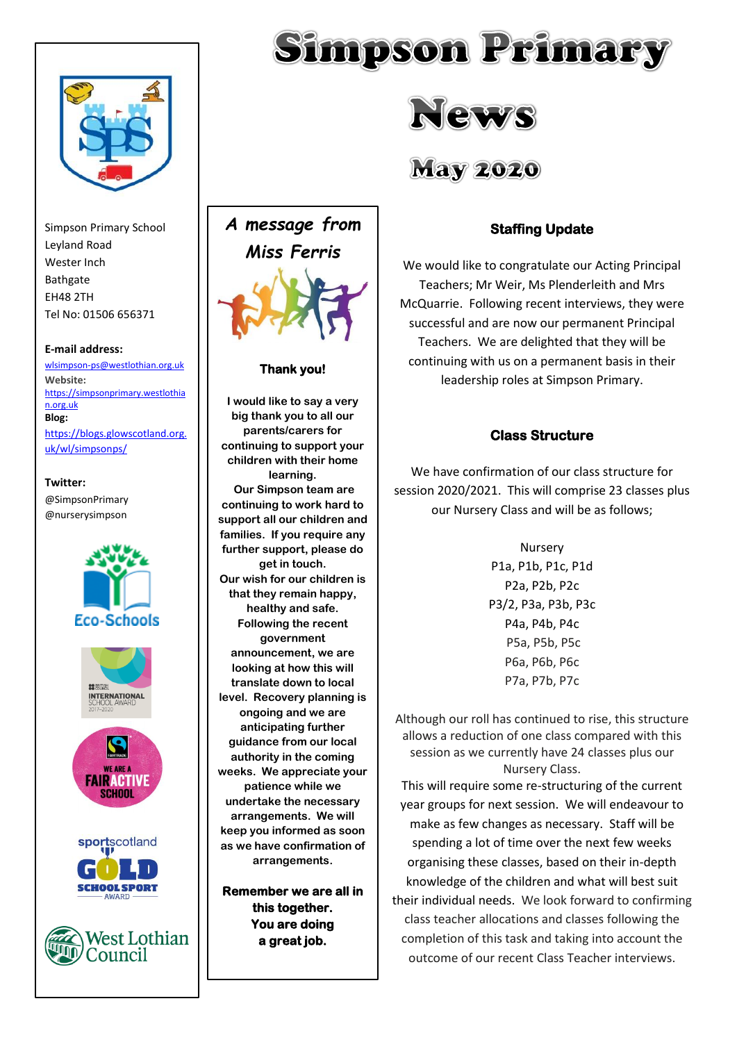# Simpson Primary News

## May 2020

Simpson Primary School
Leyland Road
Wester Inch
Bathgate
EH48 2TH
Tel No: 01506 656371

**E-mail address:**
wlsimpson-ps@westlothian.org.uk

**Website:**
https://simpsonprimary.westlothian.org.uk

**Blog:**
https://blogs.glowscotland.org.uk/wl/simpsonps/

**Twitter:**
@SimpsonPrimary
@nurserysimpson

Eco-Schools

INTERNATIONAL SCHOOL AWARD 2017-2020

WE ARE A FAIR ACTIVE SCHOOL

sportscotland GOLD SCHOOL SPORT AWARD

West Lothian Council

## *A message from Miss Ferris*

**Thank you!**

**I would like to say a very big thank you to all our parents/carers for continuing to support your children with their home learning.**
**Our Simpson team are continuing to work hard to support all our children and families. If you require any further support, please do get in touch.**
**Our wish for our children is that they remain happy, healthy and safe.**
**Following the recent government announcement, we are looking at how this will translate down to local level. Recovery planning is ongoing and we are anticipating further guidance from our local authority in the coming weeks. We appreciate your patience while we undertake the necessary arrangements. We will keep you informed as soon as we have confirmation of arrangements.**

**Remember we are all in this together.**
**You are doing a great job.**

## Staffing Update

We would like to congratulate our Acting Principal Teachers; Mr Weir, Ms Plenderleith and Mrs McQuarrie. Following recent interviews, they were successful and are now our permanent Principal Teachers. We are delighted that they will be continuing with us on a permanent basis in their leadership roles at Simpson Primary.

## Class Structure

We have confirmation of our class structure for session 2020/2021. This will comprise 23 classes plus our Nursery Class and will be as follows;

Nursery
P1a, P1b, P1c, P1d
P2a, P2b, P2c
P3/2, P3a, P3b, P3c
P4a, P4b, P4c
P5a, P5b, P5c
P6a, P6b, P6c
P7a, P7b, P7c

Although our roll has continued to rise, this structure allows a reduction of one class compared with this session as we currently have 24 classes plus our Nursery Class.
This will require some re-structuring of the current year groups for next session. We will endeavour to make as few changes as necessary. Staff will be spending a lot of time over the next few weeks organising these classes, based on their in-depth knowledge of the children and what will best suit their individual needs. We look forward to confirming class teacher allocations and classes following the completion of this task and taking into account the outcome of our recent Class Teacher interviews.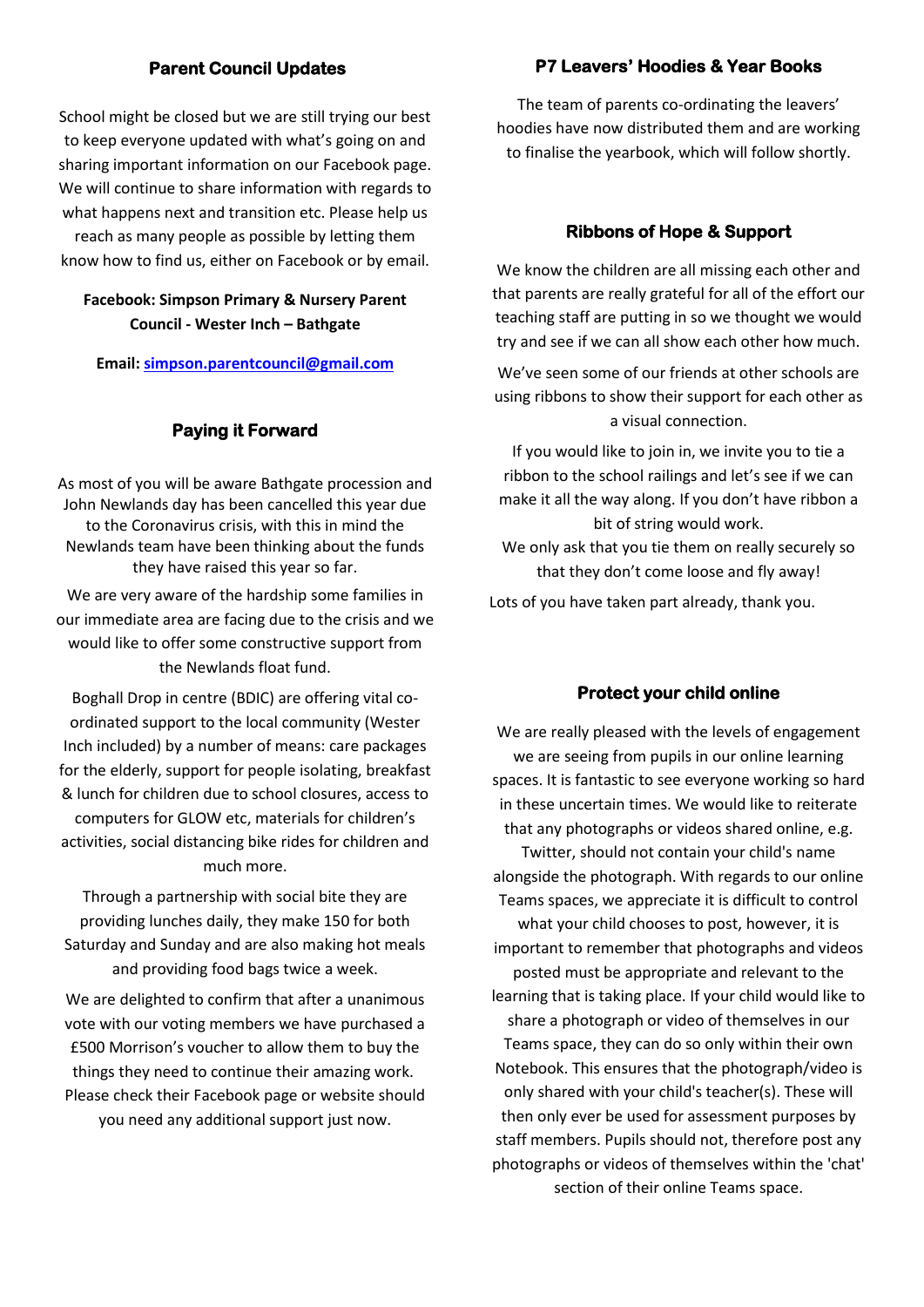## Parent Council Updates

School might be closed but we are still trying our best to keep everyone updated with what's going on and sharing important information on our Facebook page. We will continue to share information with regards to what happens next and transition etc. Please help us reach as many people as possible by letting them know how to find us, either on Facebook or by email.

**Facebook: Simpson Primary & Nursery Parent Council - Wester Inch – Bathgate**

**Email: simpson.parentcouncil@gmail.com**

## Paying it Forward

As most of you will be aware Bathgate procession and John Newlands day has been cancelled this year due to the Coronavirus crisis, with this in mind the Newlands team have been thinking about the funds they have raised this year so far.

We are very aware of the hardship some families in our immediate area are facing due to the crisis and we would like to offer some constructive support from the Newlands float fund.

Boghall Drop in centre (BDIC) are offering vital co-ordinated support to the local community (Wester Inch included) by a number of means: care packages for the elderly, support for people isolating, breakfast & lunch for children due to school closures, access to computers for GLOW etc, materials for children's activities, social distancing bike rides for children and much more.

Through a partnership with social bite they are providing lunches daily, they make 150 for both Saturday and Sunday and are also making hot meals and providing food bags twice a week.

We are delighted to confirm that after a unanimous vote with our voting members we have purchased a £500 Morrison's voucher to allow them to buy the things they need to continue their amazing work. Please check their Facebook page or website should you need any additional support just now.

## P7 Leavers' Hoodies & Year Books

The team of parents co-ordinating the leavers' hoodies have now distributed them and are working to finalise the yearbook, which will follow shortly.

## Ribbons of Hope & Support

We know the children are all missing each other and that parents are really grateful for all of the effort our teaching staff are putting in so we thought we would try and see if we can all show each other how much.

We've seen some of our friends at other schools are using ribbons to show their support for each other as a visual connection.

If you would like to join in, we invite you to tie a ribbon to the school railings and let's see if we can make it all the way along. If you don't have ribbon a bit of string would work.

We only ask that you tie them on really securely so that they don't come loose and fly away!

Lots of you have taken part already, thank you.

## Protect your child online

We are really pleased with the levels of engagement we are seeing from pupils in our online learning spaces. It is fantastic to see everyone working so hard in these uncertain times. We would like to reiterate that any photographs or videos shared online, e.g. Twitter, should not contain your child's name alongside the photograph. With regards to our online Teams spaces, we appreciate it is difficult to control what your child chooses to post, however, it is important to remember that photographs and videos posted must be appropriate and relevant to the learning that is taking place. If your child would like to share a photograph or video of themselves in our Teams space, they can do so only within their own Notebook. This ensures that the photograph/video is only shared with your child's teacher(s). These will then only ever be used for assessment purposes by staff members. Pupils should not, therefore post any photographs or videos of themselves within the 'chat' section of their online Teams space.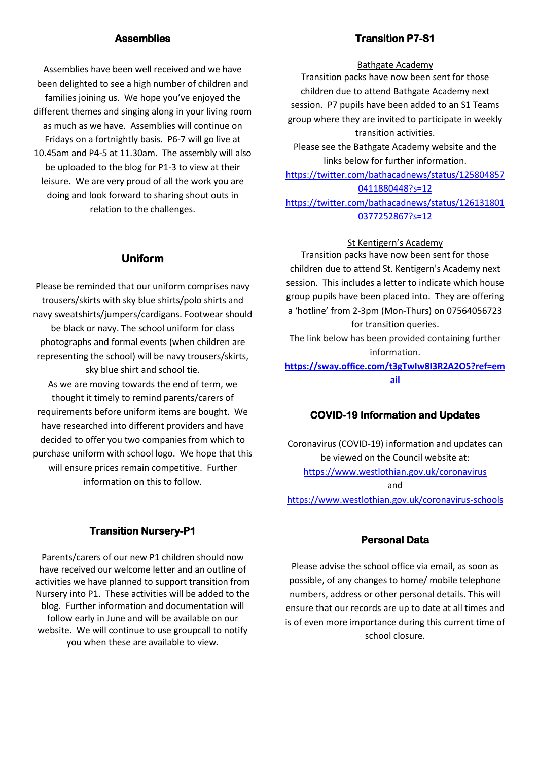## Assemblies

Assemblies have been well received and we have been delighted to see a high number of children and families joining us. We hope you've enjoyed the different themes and singing along in your living room as much as we have. Assemblies will continue on Fridays on a fortnightly basis. P6-7 will go live at 10.45am and P4-5 at 11.30am. The assembly will also be uploaded to the blog for P1-3 to view at their leisure. We are very proud of all the work you are doing and look forward to sharing shout outs in relation to the challenges.

## Uniform

Please be reminded that our uniform comprises navy trousers/skirts with sky blue shirts/polo shirts and navy sweatshirts/jumpers/cardigans. Footwear should be black or navy. The school uniform for class photographs and formal events (when children are representing the school) will be navy trousers/skirts, sky blue shirt and school tie.

As we are moving towards the end of term, we thought it timely to remind parents/carers of requirements before uniform items are bought. We have researched into different providers and have decided to offer you two companies from which to purchase uniform with school logo. We hope that this will ensure prices remain competitive. Further information on this to follow.

## Transition Nursery-P1

Parents/carers of our new P1 children should now have received our welcome letter and an outline of activities we have planned to support transition from Nursery into P1. These activities will be added to the blog. Further information and documentation will follow early in June and will be available on our website. We will continue to use groupcall to notify you when these are available to view.

## Transition P7-S1

Bathgate Academy

Transition packs have now been sent for those children due to attend Bathgate Academy next session. P7 pupils have been added to an S1 Teams group where they are invited to participate in weekly transition activities.

Please see the Bathgate Academy website and the links below for further information.

https://twitter.com/bathacadnews/status/1258048570411880448?s=12

https://twitter.com/bathacadnews/status/1261318010377252867?s=12

St Kentigern's Academy

Transition packs have now been sent for those children due to attend St. Kentigern's Academy next session. This includes a letter to indicate which house group pupils have been placed into. They are offering a 'hotline' from 2-3pm (Mon-Thurs) on 07564056723 for transition queries.

The link below has been provided containing further information.

**https://sway.office.com/t3gTwIw8I3R2A2O5?ref=email**

## COVID-19 Information and Updates

Coronavirus (COVID-19) information and updates can be viewed on the Council website at:

https://www.westlothian.gov.uk/coronavirus

and

https://www.westlothian.gov.uk/coronavirus-schools

## Personal Data

Please advise the school office via email, as soon as possible, of any changes to home/ mobile telephone numbers, address or other personal details. This will ensure that our records are up to date at all times and is of even more importance during this current time of school closure.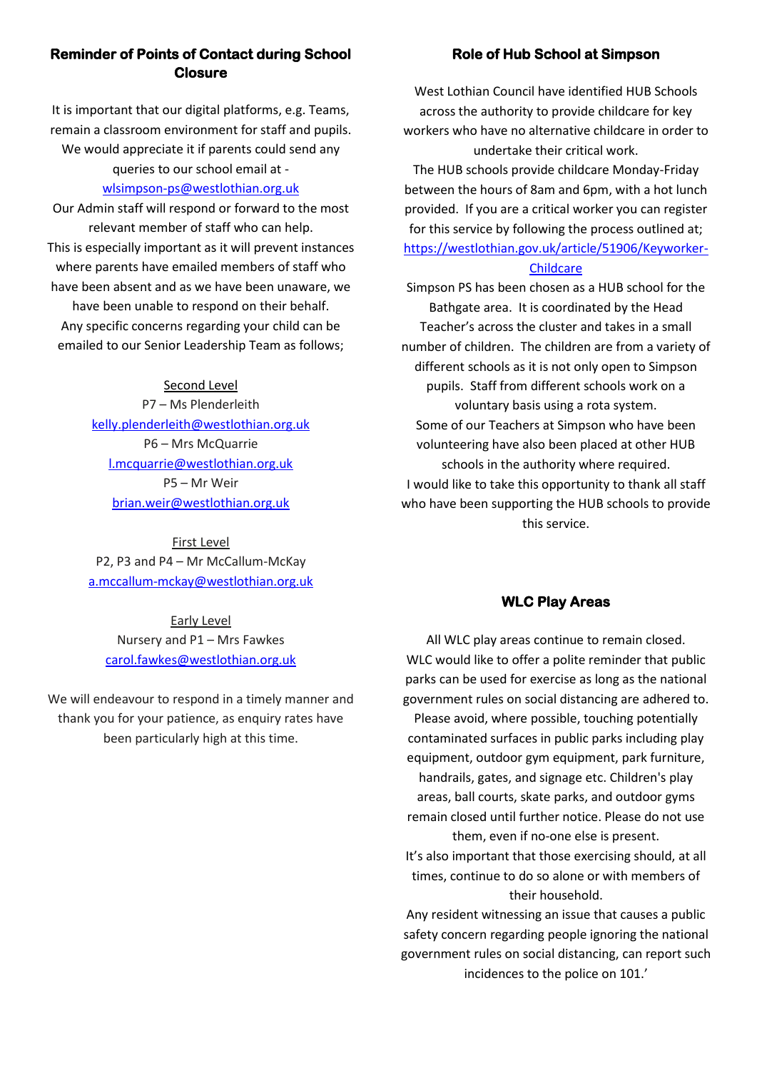## Reminder of Points of Contact during School Closure

It is important that our digital platforms, e.g. Teams, remain a classroom environment for staff and pupils. We would appreciate it if parents could send any queries to our school email at - wlsimpson-ps@westlothian.org.uk

Our Admin staff will respond or forward to the most relevant member of staff who can help.

This is especially important as it will prevent instances where parents have emailed members of staff who have been absent and as we have been unaware, we have been unable to respond on their behalf.

Any specific concerns regarding your child can be emailed to our Senior Leadership Team as follows;

Second Level

P7 – Ms Plenderleith
kelly.plenderleith@westlothian.org.uk

P6 – Mrs McQuarrie
l.mcquarrie@westlothian.org.uk

P5 – Mr Weir
brian.weir@westlothian.org.uk

First Level

P2, P3 and P4 – Mr McCallum-McKay
a.mccallum-mckay@westlothian.org.uk

Early Level

Nursery and P1 – Mrs Fawkes
carol.fawkes@westlothian.org.uk

We will endeavour to respond in a timely manner and thank you for your patience, as enquiry rates have been particularly high at this time.

## Role of Hub School at Simpson

West Lothian Council have identified HUB Schools across the authority to provide childcare for key workers who have no alternative childcare in order to undertake their critical work.

The HUB schools provide childcare Monday-Friday between the hours of 8am and 6pm, with a hot lunch provided. If you are a critical worker you can register for this service by following the process outlined at; https://westlothian.gov.uk/article/51906/Keyworker-Childcare

Simpson PS has been chosen as a HUB school for the Bathgate area. It is coordinated by the Head Teacher's across the cluster and takes in a small number of children. The children are from a variety of different schools as it is not only open to Simpson pupils. Staff from different schools work on a voluntary basis using a rota system.

Some of our Teachers at Simpson who have been volunteering have also been placed at other HUB schools in the authority where required.

I would like to take this opportunity to thank all staff who have been supporting the HUB schools to provide this service.

## WLC Play Areas

All WLC play areas continue to remain closed.

WLC would like to offer a polite reminder that public parks can be used for exercise as long as the national government rules on social distancing are adhered to. Please avoid, where possible, touching potentially contaminated surfaces in public parks including play equipment, outdoor gym equipment, park furniture, handrails, gates, and signage etc. Children's play areas, ball courts, skate parks, and outdoor gyms remain closed until further notice. Please do not use them, even if no-one else is present.

It's also important that those exercising should, at all times, continue to do so alone or with members of their household.

Any resident witnessing an issue that causes a public safety concern regarding people ignoring the national government rules on social distancing, can report such incidences to the police on 101.'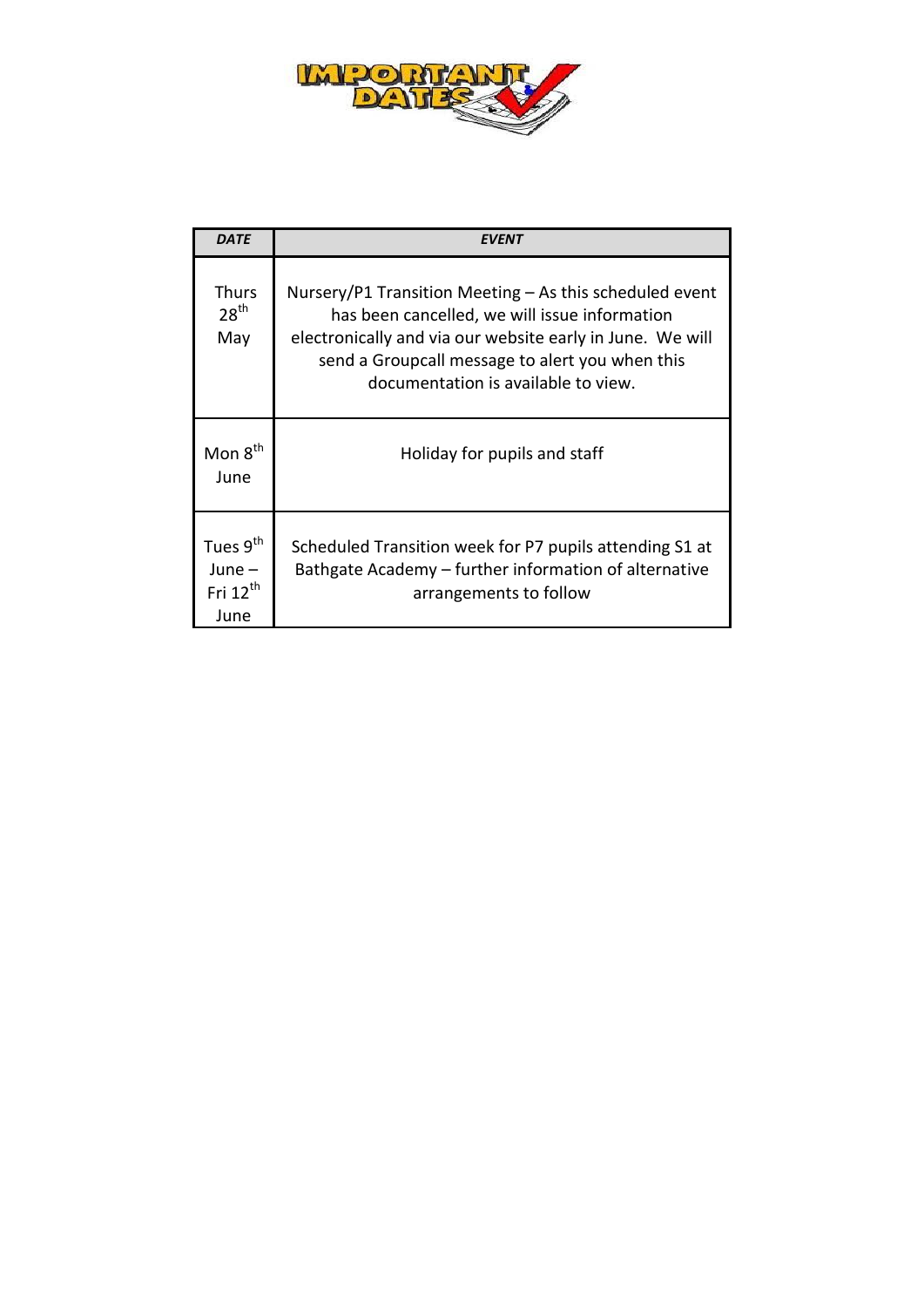# IMPORTANT DATES

| *DATE* | *EVENT* |
|---|---|
| Thurs 28th May | Nursery/P1 Transition Meeting – As this scheduled event has been cancelled, we will issue information electronically and via our website early in June. We will send a Groupcall message to alert you when this documentation is available to view. |
| Mon 8th June | Holiday for pupils and staff |
| Tues 9th June – Fri 12th June | Scheduled Transition week for P7 pupils attending S1 at Bathgate Academy – further information of alternative arrangements to follow |